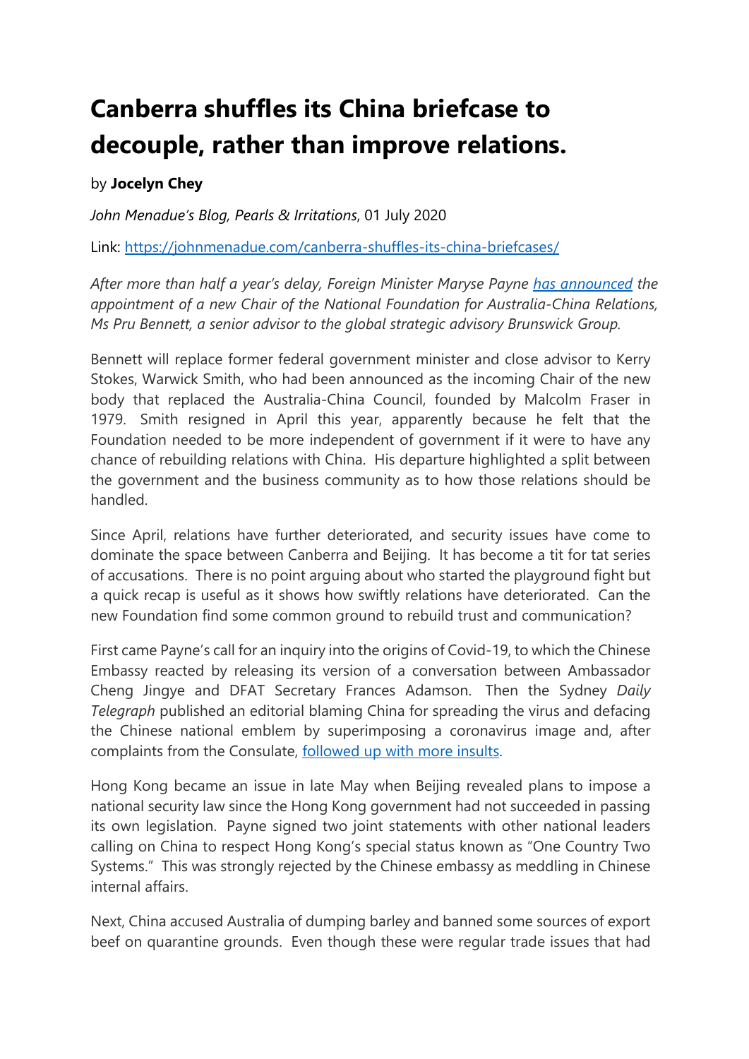# Canberra shuffles its China briefcase to decouple, rather than improve relations.

by **Jocelyn Chey**

*John Menadue's Blog, Pearls & Irritations*, 01 July 2020

Link: [https://johnmenadue.com/canberra-shuffles-its-china-briefcases/](https://johnmenadue.com/canberra-shuffles-its-china-briefcases/)

*After more than half a year's delay, Foreign Minister Maryse Payne [has announced](#) the appointment of a new Chair of the National Foundation for Australia-China Relations, Ms Pru Bennett, a senior advisor to the global strategic advisory Brunswick Group.*

Bennett will replace former federal government minister and close advisor to Kerry Stokes, Warwick Smith, who had been announced as the incoming Chair of the new body that replaced the Australia-China Council, founded by Malcolm Fraser in 1979. Smith resigned in April this year, apparently because he felt that the Foundation needed to be more independent of government if it were to have any chance of rebuilding relations with China. His departure highlighted a split between the government and the business community as to how those relations should be handled.

Since April, relations have further deteriorated, and security issues have come to dominate the space between Canberra and Beijing. It has become a tit for tat series of accusations. There is no point arguing about who started the playground fight but a quick recap is useful as it shows how swiftly relations have deteriorated. Can the new Foundation find some common ground to rebuild trust and communication?

First came Payne's call for an inquiry into the origins of Covid-19, to which the Chinese Embassy reacted by releasing its version of a conversation between Ambassador Cheng Jingye and DFAT Secretary Frances Adamson. Then the Sydney *Daily Telegraph* published an editorial blaming China for spreading the virus and defacing the Chinese national emblem by superimposing a coronavirus image and, after complaints from the Consulate, [followed up with more insults](#).

Hong Kong became an issue in late May when Beijing revealed plans to impose a national security law since the Hong Kong government had not succeeded in passing its own legislation. Payne signed two joint statements with other national leaders calling on China to respect Hong Kong's special status known as "One Country Two Systems." This was strongly rejected by the Chinese embassy as meddling in Chinese internal affairs.

Next, China accused Australia of dumping barley and banned some sources of export beef on quarantine grounds. Even though these were regular trade issues that had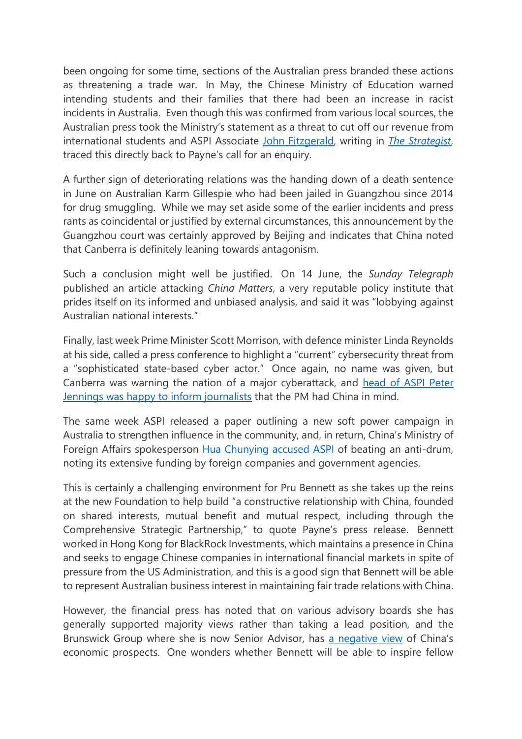been ongoing for some time, sections of the Australian press branded these actions as threatening a trade war. In May, the Chinese Ministry of Education warned intending students and their families that there had been an increase in racist incidents in Australia. Even though this was confirmed from various local sources, the Australian press took the Ministry's statement as a threat to cut off our revenue from international students and ASPI Associate John Fitzgerald, writing in *The Strategist*, traced this directly back to Payne's call for an enquiry.

A further sign of deteriorating relations was the handing down of a death sentence in June on Australian Karm Gillespie who had been jailed in Guangzhou since 2014 for drug smuggling. While we may set aside some of the earlier incidents and press rants as coincidental or justified by external circumstances, this announcement by the Guangzhou court was certainly approved by Beijing and indicates that China noted that Canberra is definitely leaning towards antagonism.

Such a conclusion might well be justified. On 14 June, the *Sunday Telegraph* published an article attacking *China Matters*, a very reputable policy institute that prides itself on its informed and unbiased analysis, and said it was "lobbying against Australian national interests."

Finally, last week Prime Minister Scott Morrison, with defence minister Linda Reynolds at his side, called a press conference to highlight a "current" cybersecurity threat from a "sophisticated state-based cyber actor." Once again, no name was given, but Canberra was warning the nation of a major cyberattack, and head of ASPI Peter Jennings was happy to inform journalists that the PM had China in mind.

The same week ASPI released a paper outlining a new soft power campaign in Australia to strengthen influence in the community, and, in return, China's Ministry of Foreign Affairs spokesperson Hua Chunying accused ASPI of beating an anti-drum, noting its extensive funding by foreign companies and government agencies.

This is certainly a challenging environment for Pru Bennett as she takes up the reins at the new Foundation to help build "a constructive relationship with China, founded on shared interests, mutual benefit and mutual respect, including through the Comprehensive Strategic Partnership," to quote Payne's press release. Bennett worked in Hong Kong for BlackRock Investments, which maintains a presence in China and seeks to engage Chinese companies in international financial markets in spite of pressure from the US Administration, and this is a good sign that Bennett will be able to represent Australian business interest in maintaining fair trade relations with China.

However, the financial press has noted that on various advisory boards she has generally supported majority views rather than taking a lead position, and the Brunswick Group where she is now Senior Advisor, has a negative view of China's economic prospects. One wonders whether Bennett will be able to inspire fellow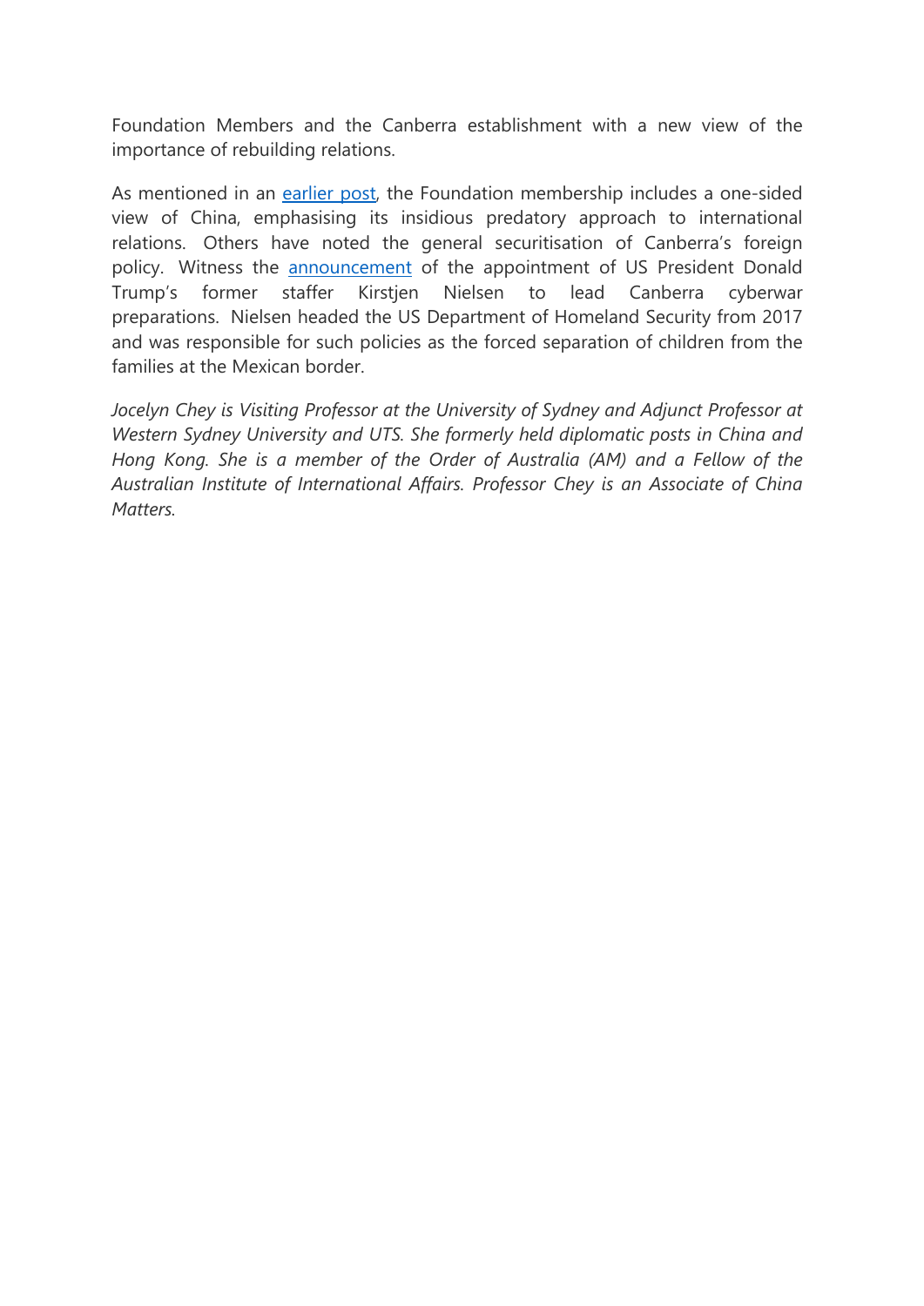Foundation Members and the Canberra establishment with a new view of the importance of rebuilding relations.

As mentioned in an earlier post, the Foundation membership includes a one-sided view of China, emphasising its insidious predatory approach to international relations. Others have noted the general securitisation of Canberra's foreign policy. Witness the announcement of the appointment of US President Donald Trump's former staffer Kirstjen Nielsen to lead Canberra cyberwar preparations. Nielsen headed the US Department of Homeland Security from 2017 and was responsible for such policies as the forced separation of children from the families at the Mexican border.

*Jocelyn Chey is Visiting Professor at the University of Sydney and Adjunct Professor at Western Sydney University and UTS. She formerly held diplomatic posts in China and Hong Kong. She is a member of the Order of Australia (AM) and a Fellow of the Australian Institute of International Affairs. Professor Chey is an Associate of China Matters.*